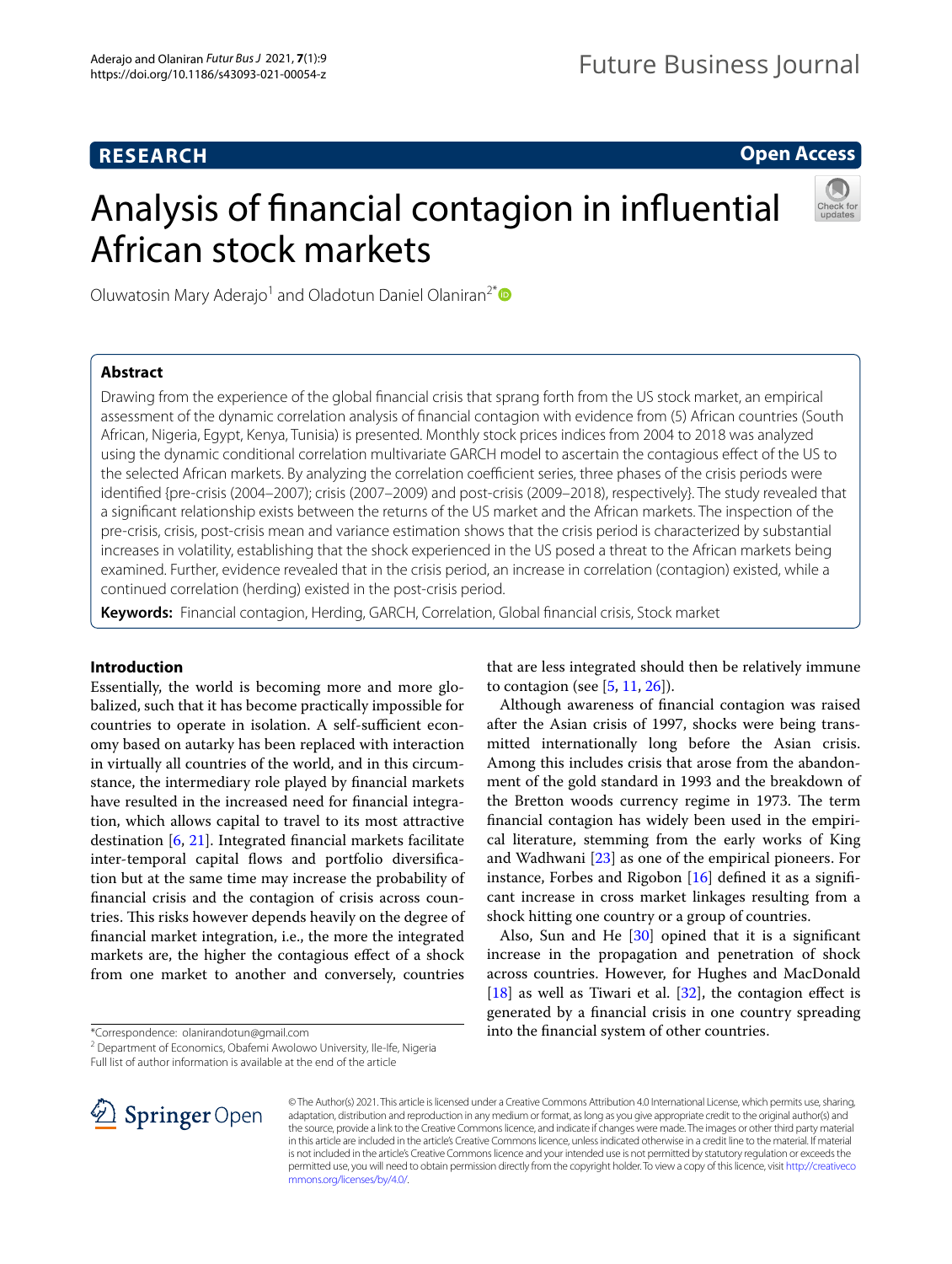**RESEARCH** **Open Access**

# Analysis of financial contagion in influential African stock markets

Oluwatosin Mary Aderajo[1] and Oladotun Daniel Olaniran[2*]

## Abstract

Drawing from the experience of the global financial crisis that sprang forth from the US stock market, an empirical assessment of the dynamic correlation analysis of financial contagion with evidence from (5) African countries (South African, Nigeria, Egypt, Kenya, Tunisia) is presented. Monthly stock prices indices from 2004 to 2018 was analyzed using the dynamic conditional correlation multivariate GARCH model to ascertain the contagious effect of the US to the selected African markets. By analyzing the correlation coefficient series, three phases of the crisis periods were identified {pre-crisis (2004–2007); crisis (2007–2009) and post-crisis (2009–2018), respectively}. The study revealed that a significant relationship exists between the returns of the US market and the African markets. The inspection of the pre-crisis, crisis, post-crisis mean and variance estimation shows that the crisis period is characterized by substantial increases in volatility, establishing that the shock experienced in the US posed a threat to the African markets being examined. Further, evidence revealed that in the crisis period, an increase in correlation (contagion) existed, while a continued correlation (herding) existed in the post-crisis period.

**Keywords:** Financial contagion, Herding, GARCH, Correlation, Global financial crisis, Stock market

## Introduction

Essentially, the world is becoming more and more globalized, such that it has become practically impossible for countries to operate in isolation. A self-sufficient economy based on autarky has been replaced with interaction in virtually all countries of the world, and in this circumstance, the intermediary role played by financial markets have resulted in the increased need for financial integration, which allows capital to travel to its most attractive destination [6, 21]. Integrated financial markets facilitate inter-temporal capital flows and portfolio diversification but at the same time may increase the probability of financial crisis and the contagion of crisis across countries. This risks however depends heavily on the degree of financial market integration, i.e., the more the integrated markets are, the higher the contagious effect of a shock from one market to another and conversely, countries that are less integrated should then be relatively immune to contagion (see [5, 11, 26]).

Although awareness of financial contagion was raised after the Asian crisis of 1997, shocks were being transmitted internationally long before the Asian crisis. Among this includes crisis that arose from the abandonment of the gold standard in 1993 and the breakdown of the Bretton woods currency regime in 1973. The term financial contagion has widely been used in the empirical literature, stemming from the early works of King and Wadhwani [23] as one of the empirical pioneers. For instance, Forbes and Rigobon [16] defined it as a significant increase in cross market linkages resulting from a shock hitting one country or a group of countries.

Also, Sun and He [30] opined that it is a significant increase in the propagation and penetration of shock across countries. However, for Hughes and MacDonald [18] as well as Tiwari et al. [32], the contagion effect is generated by a financial crisis in one country spreading into the financial system of other countries.

*Correspondence: olanirandotun@gmail.com

[2] Department of Economics, Obafemi Awolowo University, Ile-Ife, Nigeria

Full list of author information is available at the end of the article

© The Author(s) 2021. This article is licensed under a Creative Commons Attribution 4.0 International License, which permits use, sharing, adaptation, distribution and reproduction in any medium or format, as long as you give appropriate credit to the original author(s) and the source, provide a link to the Creative Commons licence, and indicate if changes were made. The images or other third party material in this article are included in the article's Creative Commons licence, unless indicated otherwise in a credit line to the material. If material is not included in the article's Creative Commons licence and your intended use is not permitted by statutory regulation or exceeds the permitted use, you will need to obtain permission directly from the copyright holder. To view a copy of this licence, visit http://creativecommons.org/licenses/by/4.0/.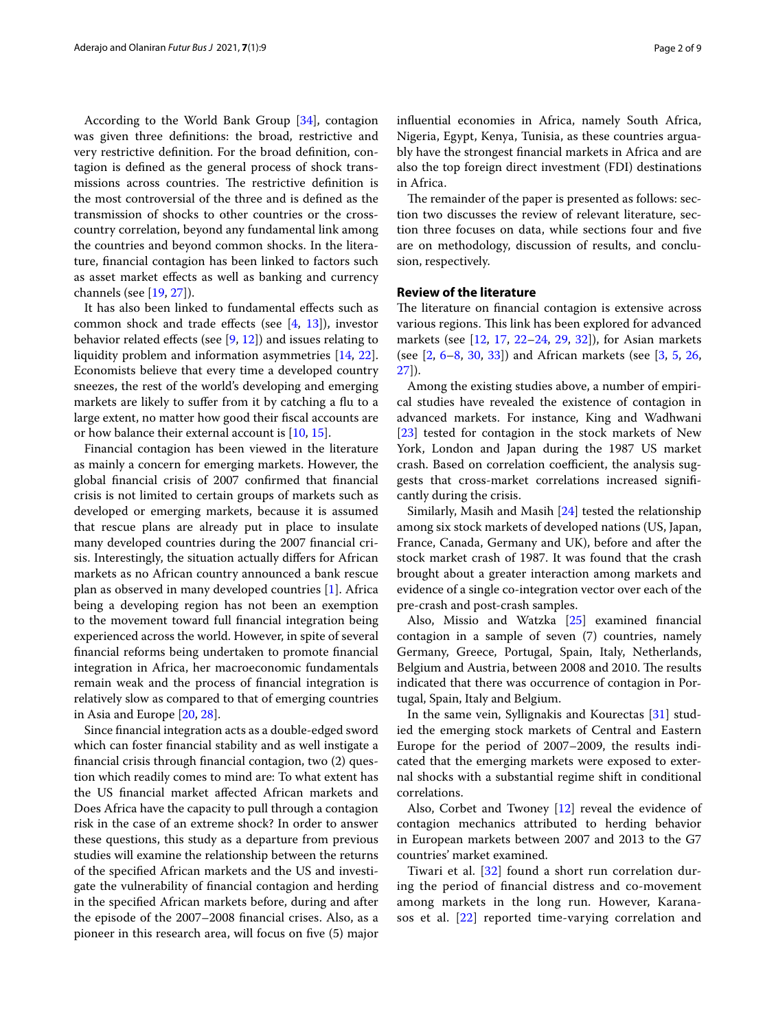According to the World Bank Group [34], contagion was given three definitions: the broad, restrictive and very restrictive definition. For the broad definition, contagion is defined as the general process of shock transmissions across countries. The restrictive definition is the most controversial of the three and is defined as the transmission of shocks to other countries or the cross-country correlation, beyond any fundamental link among the countries and beyond common shocks. In the literature, financial contagion has been linked to factors such as asset market effects as well as banking and currency channels (see [19, 27]).

It has also been linked to fundamental effects such as common shock and trade effects (see [4, 13]), investor behavior related effects (see [9, 12]) and issues relating to liquidity problem and information asymmetries [14, 22]. Economists believe that every time a developed country sneezes, the rest of the world's developing and emerging markets are likely to suffer from it by catching a flu to a large extent, no matter how good their fiscal accounts are or how balance their external account is [10, 15].

Financial contagion has been viewed in the literature as mainly a concern for emerging markets. However, the global financial crisis of 2007 confirmed that financial crisis is not limited to certain groups of markets such as developed or emerging markets, because it is assumed that rescue plans are already put in place to insulate many developed countries during the 2007 financial crisis. Interestingly, the situation actually differs for African markets as no African country announced a bank rescue plan as observed in many developed countries [1]. Africa being a developing region has not been an exemption to the movement toward full financial integration being experienced across the world. However, in spite of several financial reforms being undertaken to promote financial integration in Africa, her macroeconomic fundamentals remain weak and the process of financial integration is relatively slow as compared to that of emerging countries in Asia and Europe [20, 28].

Since financial integration acts as a double-edged sword which can foster financial stability and as well instigate a financial crisis through financial contagion, two (2) question which readily comes to mind are: To what extent has the US financial market affected African markets and Does Africa have the capacity to pull through a contagion risk in the case of an extreme shock? In order to answer these questions, this study as a departure from previous studies will examine the relationship between the returns of the specified African markets and the US and investigate the vulnerability of financial contagion and herding in the specified African markets before, during and after the episode of the 2007–2008 financial crises. Also, as a pioneer in this research area, will focus on five (5) major influential economies in Africa, namely South Africa, Nigeria, Egypt, Kenya, Tunisia, as these countries arguably have the strongest financial markets in Africa and are also the top foreign direct investment (FDI) destinations in Africa.

The remainder of the paper is presented as follows: section two discusses the review of relevant literature, section three focuses on data, while sections four and five are on methodology, discussion of results, and conclusion, respectively.

## Review of the literature

The literature on financial contagion is extensive across various regions. This link has been explored for advanced markets (see [12, 17, 22–24, 29, 32]), for Asian markets (see [2, 6–8, 30, 33]) and African markets (see [3, 5, 26, 27]).

Among the existing studies above, a number of empirical studies have revealed the existence of contagion in advanced markets. For instance, King and Wadhwani [23] tested for contagion in the stock markets of New York, London and Japan during the 1987 US market crash. Based on correlation coefficient, the analysis suggests that cross-market correlations increased significantly during the crisis.

Similarly, Masih and Masih [24] tested the relationship among six stock markets of developed nations (US, Japan, France, Canada, Germany and UK), before and after the stock market crash of 1987. It was found that the crash brought about a greater interaction among markets and evidence of a single co-integration vector over each of the pre-crash and post-crash samples.

Also, Missio and Watzka [25] examined financial contagion in a sample of seven (7) countries, namely Germany, Greece, Portugal, Spain, Italy, Netherlands, Belgium and Austria, between 2008 and 2010. The results indicated that there was occurrence of contagion in Portugal, Spain, Italy and Belgium.

In the same vein, Syllignakis and Kourectas [31] studied the emerging stock markets of Central and Eastern Europe for the period of 2007–2009, the results indicated that the emerging markets were exposed to external shocks with a substantial regime shift in conditional correlations.

Also, Corbet and Twoney [12] reveal the evidence of contagion mechanics attributed to herding behavior in European markets between 2007 and 2013 to the G7 countries' market examined.

Tiwari et al. [32] found a short run correlation during the period of financial distress and co-movement among markets in the long run. However, Karanasos et al. [22] reported time-varying correlation and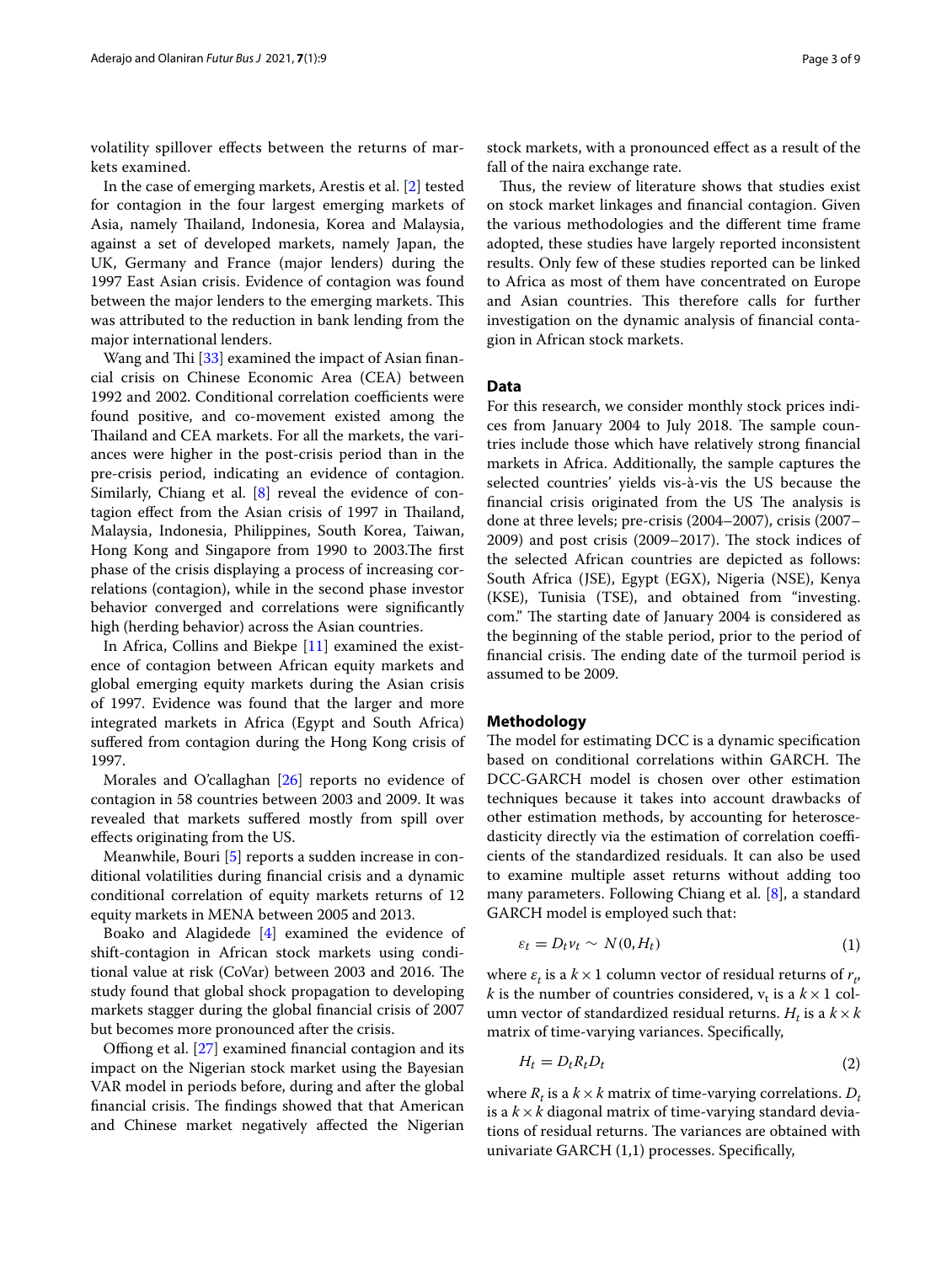volatility spillover effects between the returns of markets examined.

In the case of emerging markets, Arestis et al. [2] tested for contagion in the four largest emerging markets of Asia, namely Thailand, Indonesia, Korea and Malaysia, against a set of developed markets, namely Japan, the UK, Germany and France (major lenders) during the 1997 East Asian crisis. Evidence of contagion was found between the major lenders to the emerging markets. This was attributed to the reduction in bank lending from the major international lenders.

Wang and Thi [33] examined the impact of Asian financial crisis on Chinese Economic Area (CEA) between 1992 and 2002. Conditional correlation coefficients were found positive, and co-movement existed among the Thailand and CEA markets. For all the markets, the variances were higher in the post-crisis period than in the pre-crisis period, indicating an evidence of contagion. Similarly, Chiang et al. [8] reveal the evidence of contagion effect from the Asian crisis of 1997 in Thailand, Malaysia, Indonesia, Philippines, South Korea, Taiwan, Hong Kong and Singapore from 1990 to 2003.The first phase of the crisis displaying a process of increasing correlations (contagion), while in the second phase investor behavior converged and correlations were significantly high (herding behavior) across the Asian countries.

In Africa, Collins and Biekpe [11] examined the existence of contagion between African equity markets and global emerging equity markets during the Asian crisis of 1997. Evidence was found that the larger and more integrated markets in Africa (Egypt and South Africa) suffered from contagion during the Hong Kong crisis of 1997.

Morales and O'callaghan [26] reports no evidence of contagion in 58 countries between 2003 and 2009. It was revealed that markets suffered mostly from spill over effects originating from the US.

Meanwhile, Bouri [5] reports a sudden increase in conditional volatilities during financial crisis and a dynamic conditional correlation of equity markets returns of 12 equity markets in MENA between 2005 and 2013.

Boako and Alagidede [4] examined the evidence of shift-contagion in African stock markets using conditional value at risk (CoVar) between 2003 and 2016. The study found that global shock propagation to developing markets stagger during the global financial crisis of 2007 but becomes more pronounced after the crisis.

Offiong et al. [27] examined financial contagion and its impact on the Nigerian stock market using the Bayesian VAR model in periods before, during and after the global financial crisis. The findings showed that that American and Chinese market negatively affected the Nigerian stock markets, with a pronounced effect as a result of the fall of the naira exchange rate.

Thus, the review of literature shows that studies exist on stock market linkages and financial contagion. Given the various methodologies and the different time frame adopted, these studies have largely reported inconsistent results. Only few of these studies reported can be linked to Africa as most of them have concentrated on Europe and Asian countries. This therefore calls for further investigation on the dynamic analysis of financial contagion in African stock markets.

## Data

For this research, we consider monthly stock prices indices from January 2004 to July 2018. The sample countries include those which have relatively strong financial markets in Africa. Additionally, the sample captures the selected countries' yields vis-à-vis the US because the financial crisis originated from the US The analysis is done at three levels; pre-crisis (2004–2007), crisis (2007–2009) and post crisis (2009–2017). The stock indices of the selected African countries are depicted as follows: South Africa (JSE), Egypt (EGX), Nigeria (NSE), Kenya (KSE), Tunisia (TSE), and obtained from "investing.com." The starting date of January 2004 is considered as the beginning of the stable period, prior to the period of financial crisis. The ending date of the turmoil period is assumed to be 2009.

## Methodology

The model for estimating DCC is a dynamic specification based on conditional correlations within GARCH. The DCC-GARCH model is chosen over other estimation techniques because it takes into account drawbacks of other estimation methods, by accounting for heteroscedasticity directly via the estimation of correlation coefficients of the standardized residuals. It can also be used to examine multiple asset returns without adding too many parameters. Following Chiang et al. [8], a standard GARCH model is employed such that:

$$\varepsilon_t = D_t v_t \sim N(0, H_t) \tag{1}$$

where $\varepsilon_t$ is a $k \times 1$ column vector of residual returns of $r_t$, $k$ is the number of countries considered, $v_t$ is a $k \times 1$ column vector of standardized residual returns. $H_t$ is a $k \times k$ matrix of time-varying variances. Specifically,

$$H_t = D_t R_t D_t \tag{2}$$

where $R_t$ is a $k \times k$ matrix of time-varying correlations. $D_t$ is a $k \times k$ diagonal matrix of time-varying standard deviations of residual returns. The variances are obtained with univariate GARCH (1,1) processes. Specifically,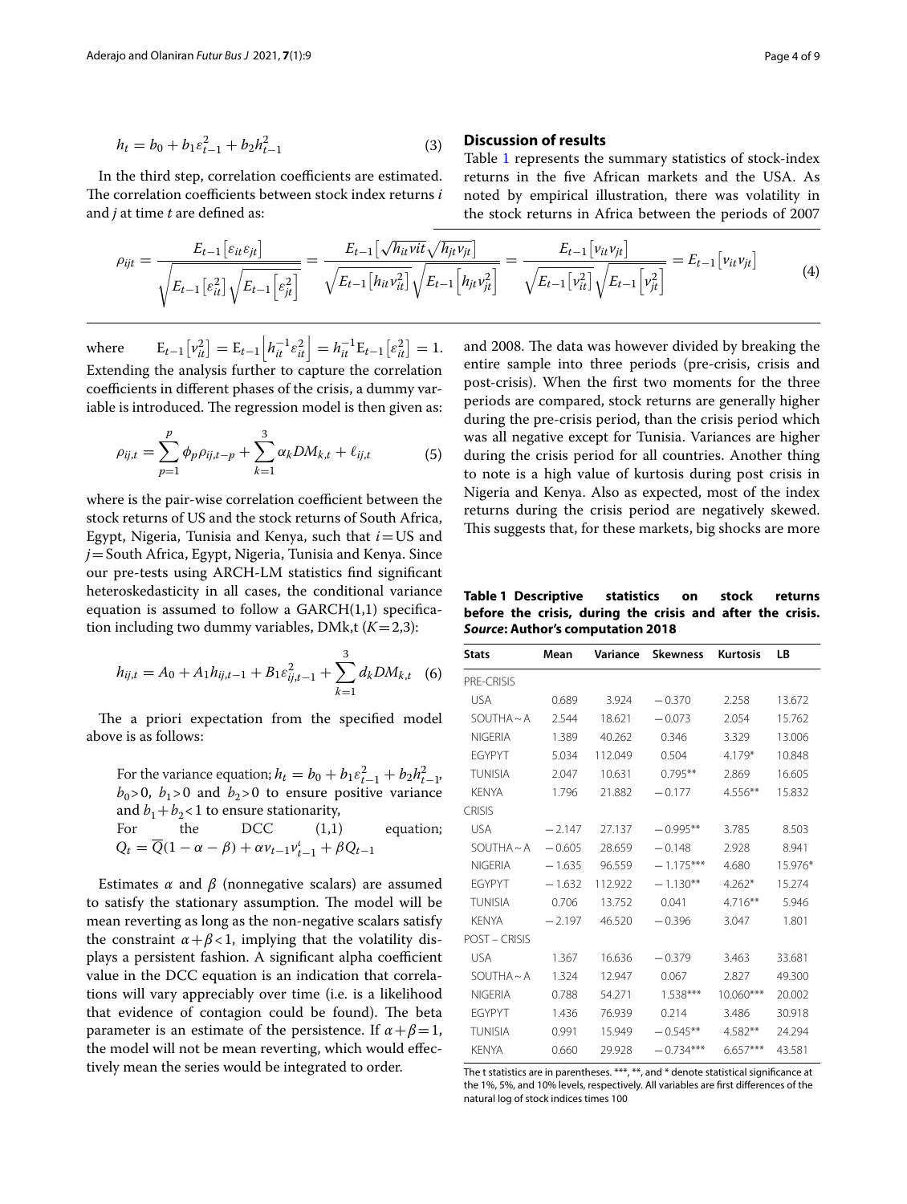$$h_t = b_0 + b_1\varepsilon_{t-1}^2 + b_2 h_{t-1}^2 \tag{3}$$

In the third step, correlation coefficients are estimated. The correlation coefficients between stock index returns *i* and *j* at time *t* are defined as:

$$\rho_{ijt} = \frac{E_{t-1}\left[\varepsilon_{it}\varepsilon_{jt}\right]}{\sqrt{E_{t-1}\left[\varepsilon_{it}^2\right]}\sqrt{E_{t-1}\left[\varepsilon_{jt}^2\right]}} = \frac{E_{t-1}\left[\sqrt{h_{it}vit}\sqrt{h_{jt}v_{jt}}\right]}{\sqrt{E_{t-1}\left[h_{it}v_{it}^2\right]}\sqrt{E_{t-1}\left[h_{jt}v_{jt}^2\right]}} = \frac{E_{t-1}\left[v_{it}v_{jt}\right]}{\sqrt{E_{t-1}\left[v_{it}^2\right]}\sqrt{E_{t-1}\left[v_{jt}^2\right]}} = E_{t-1}\left[v_{it}v_{jt}\right] \tag{4}$$

where $E_{t-1}\left[v_{it}^2\right] = E_{t-1}\left[h_{it}^{-1}\varepsilon_{it}^2\right] = h_{it}^{-1}E_{t-1}\left[\varepsilon_{it}^2\right] = 1$. Extending the analysis further to capture the correlation coefficients in different phases of the crisis, a dummy variable is introduced. The regression model is then given as:

$$\rho_{ij,t} = \sum_{p=1}^{p}\phi_p\rho_{ij,t-p} + \sum_{k=1}^{3}\alpha_k DM_{k,t} + \ell_{ij,t} \tag{5}$$

where is the pair-wise correlation coefficient between the stock returns of US and the stock returns of South Africa, Egypt, Nigeria, Tunisia and Kenya, such that $i$ = US and $j$ = South Africa, Egypt, Nigeria, Tunisia and Kenya. Since our pre-tests using ARCH-LM statistics find significant heteroskedasticity in all cases, the conditional variance equation is assumed to follow a GARCH(1,1) specification including two dummy variables, DMk,t ($K$ = 2,3):

$$h_{ij,t} = A_0 + A_1 h_{ij,t-1} + B_1\varepsilon_{ij,t-1}^2 + \sum_{k=1}^{3} d_k DM_{k,t} \tag{6}$$

The a priori expectation from the specified model above is as follows:

For the variance equation; $h_t = b_0 + b_1\varepsilon_{t-1}^2 + b_2 h_{t-1}^2$, $b_0 > 0$, $b_1 > 0$ and $b_2 > 0$ to ensure positive variance and $b_1 + b_2 < 1$ to ensure stationarity,
For the DCC (1,1) equation; $Q_t = \overline{Q}(1-\alpha-\beta) + \alpha v_{t-1}v_{t-1}^{t} + \beta Q_{t-1}$

Estimates $\alpha$ and $\beta$ (nonnegative scalars) are assumed to satisfy the stationary assumption. The model will be mean reverting as long as the non-negative scalars satisfy the constraint $\alpha + \beta < 1$, implying that the volatility displays a persistent fashion. A significant alpha coefficient value in the DCC equation is an indication that correlations will vary appreciably over time (i.e. is a likelihood that evidence of contagion could be found). The beta parameter is an estimate of the persistence. If $\alpha + \beta = 1$, the model will not be mean reverting, which would effectively mean the series would be integrated to order.

## Discussion of results

Table 1 represents the summary statistics of stock-index returns in the five African markets and the USA. As noted by empirical illustration, there was volatility in the stock returns in Africa between the periods of 2007 and 2008. The data was however divided by breaking the entire sample into three periods (pre-crisis, crisis and post-crisis). When the first two moments for the three periods are compared, stock returns are generally higher during the pre-crisis period, than the crisis period which was all negative except for Tunisia. Variances are higher during the crisis period for all countries. Another thing to note is a high value of kurtosis during post crisis in Nigeria and Kenya. Also as expected, most of the index returns during the crisis period are negatively skewed. This suggests that, for these markets, big shocks are more

**Table 1 Descriptive statistics on stock returns before the crisis, during the crisis and after the crisis. *Source*: Author's computation 2018**

| Stats | Mean | Variance | Skewness | Kurtosis | LB |
|---|---|---|---|---|---|
| PRE-CRISIS | | | | | |
| USA | 0.689 | 3.924 | −0.370 | 2.258 | 13.672 |
| SOUTHA∼A | 2.544 | 18.621 | −0.073 | 2.054 | 15.762 |
| NIGERIA | 1.389 | 40.262 | 0.346 | 3.329 | 13.006 |
| EGYPYT | 5.034 | 112.049 | 0.504 | 4.179* | 10.848 |
| TUNISIA | 2.047 | 10.631 | 0.795** | 2.869 | 16.605 |
| KENYA | 1.796 | 21.882 | −0.177 | 4.556** | 15.832 |
| CRISIS | | | | | |
| USA | −2.147 | 27.137 | −0.995** | 3.785 | 8.503 |
| SOUTHA∼A | −0.605 | 28.659 | −0.148 | 2.928 | 8.941 |
| NIGERIA | −1.635 | 96.559 | −1.175*** | 4.680 | 15.976* |
| EGYPYT | −1.632 | 112.922 | −1.130** | 4.262* | 15.274 |
| TUNISIA | 0.706 | 13.752 | 0.041 | 4.716** | 5.946 |
| KENYA | −2.197 | 46.520 | −0.396 | 3.047 | 1.801 |
| POST – CRISIS | | | | | |
| USA | 1.367 | 16.636 | −0.379 | 3.463 | 33.681 |
| SOUTHA∼A | 1.324 | 12.947 | 0.067 | 2.827 | 49.300 |
| NIGERIA | 0.788 | 54.271 | 1.538*** | 10.060*** | 20.002 |
| EGYPYT | 1.436 | 76.939 | 0.214 | 3.486 | 30.918 |
| TUNISIA | 0.991 | 15.949 | −0.545** | 4.582** | 24.294 |
| KENYA | 0.660 | 29.928 | −0.734*** | 6.657*** | 43.581 |

The t statistics are in parentheses. ***, **, and * denote statistical significance at the 1%, 5%, and 10% levels, respectively. All variables are first differences of the natural log of stock indices times 100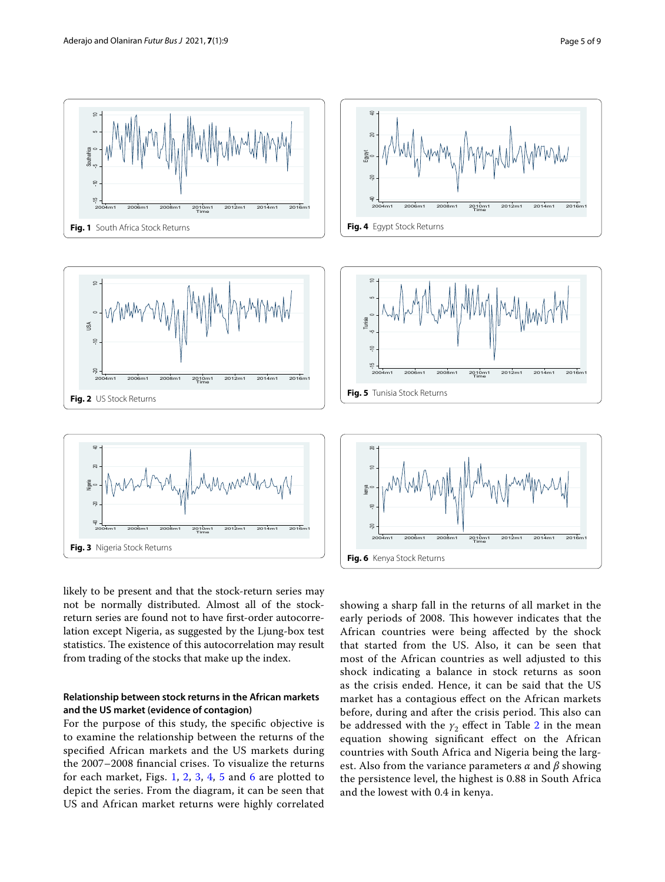Fig. 1 South Africa Stock Returns

Fig. 2 US Stock Returns

Fig. 3 Nigeria Stock Returns

Fig. 4 Egypt Stock Returns

Fig. 5 Tunisia Stock Returns

Fig. 6 Kenya Stock Returns

likely to be present and that the stock-return series may not be normally distributed. Almost all of the stock-return series are found not to have first-order autocorrelation except Nigeria, as suggested by the Ljung-box test statistics. The existence of this autocorrelation may result from trading of the stocks that make up the index.

### Relationship between stock returns in the African markets and the US market (evidence of contagion)

For the purpose of this study, the specific objective is to examine the relationship between the returns of the specified African markets and the US markets during the 2007–2008 financial crises. To visualize the returns for each market, Figs. 1, 2, 3, 4, 5 and 6 are plotted to depict the series. From the diagram, it can be seen that US and African market returns were highly correlated showing a sharp fall in the returns of all market in the early periods of 2008. This however indicates that the African countries were being affected by the shock that started from the US. Also, it can be seen that most of the African countries as well adjusted to this shock indicating a balance in stock returns as soon as the crisis ended. Hence, it can be said that the US market has a contagious effect on the African markets before, during and after the crisis period. This also can be addressed with the $\gamma_2$ effect in Table 2 in the mean equation showing significant effect on the African countries with South Africa and Nigeria being the largest. Also from the variance parameters $\alpha$ and $\beta$ showing the persistence level, the highest is 0.88 in South Africa and the lowest with 0.4 in kenya.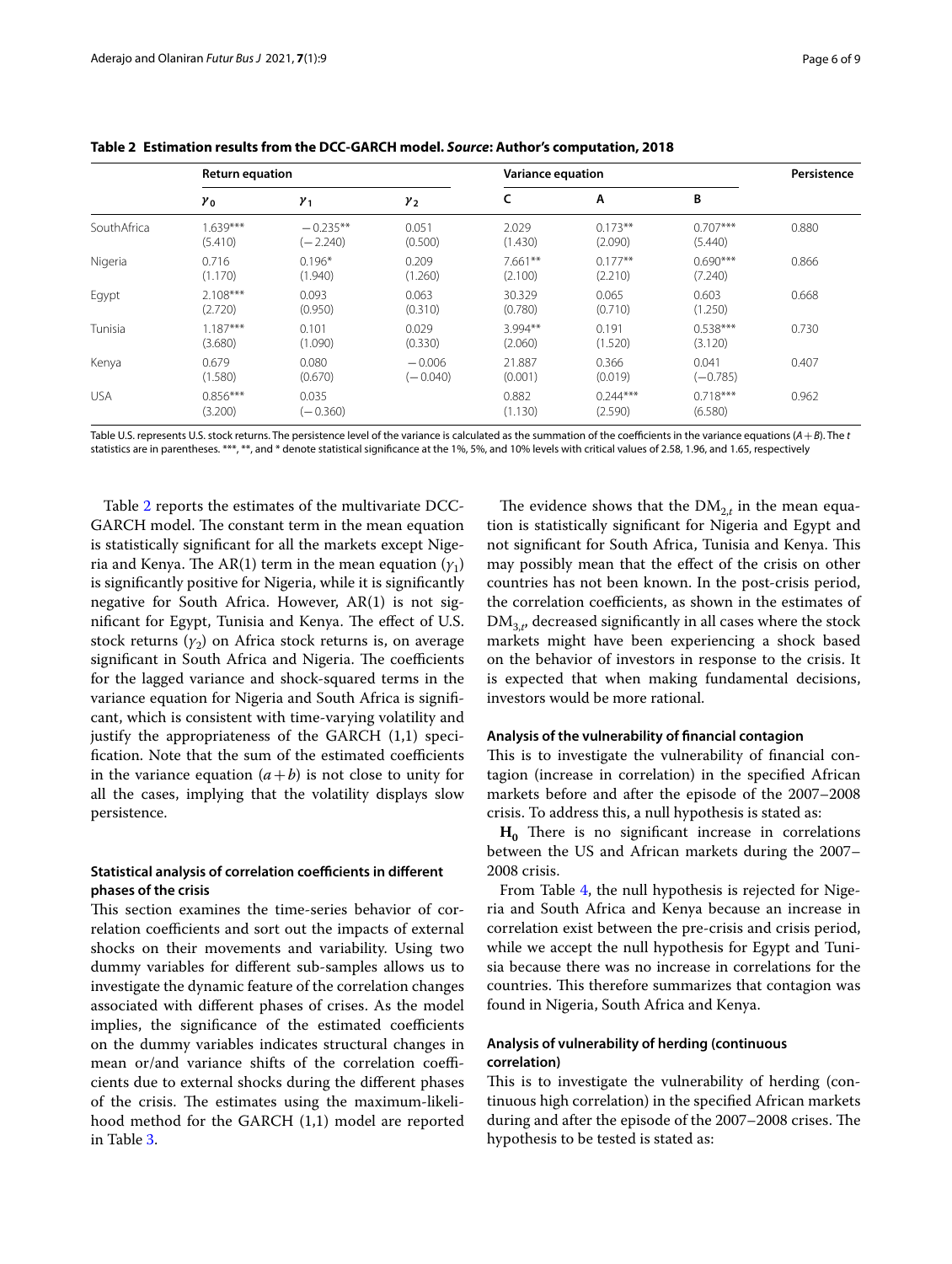**Table 2 Estimation results from the DCC-GARCH model. *Source*: Author's computation, 2018**

| | Return equation | | | Variance equation | | | Persistence |
|---|---|---|---|---|---|---|---|
| | $\gamma_0$ | $\gamma_1$ | $\gamma_2$ | C | A | B | |
| SouthAfrica | 1.639*** (5.410) | −0.235** (−2.240) | 0.051 (0.500) | 2.029 (1.430) | 0.173** (2.090) | 0.707*** (5.440) | 0.880 |
| Nigeria | 0.716 (1.170) | 0.196* (1.940) | 0.209 (1.260) | 7.661** (2.100) | 0.177** (2.210) | 0.690*** (7.240) | 0.866 |
| Egypt | 2.108*** (2.720) | 0.093 (0.950) | 0.063 (0.310) | 30.329 (0.780) | 0.065 (0.710) | 0.603 (1.250) | 0.668 |
| Tunisia | 1.187*** (3.680) | 0.101 (1.090) | 0.029 (0.330) | 3.994** (2.060) | 0.191 (1.520) | 0.538*** (3.120) | 0.730 |
| Kenya | 0.679 (1.580) | 0.080 (0.670) | −0.006 (−0.040) | 21.887 (0.001) | 0.366 (0.019) | 0.041 (−0.785) | 0.407 |
| USA | 0.856*** (3.200) | 0.035 (−0.360) | | 0.882 (1.130) | 0.244*** (2.590) | 0.718*** (6.580) | 0.962 |

Table U.S. represents U.S. stock returns. The persistence level of the variance is calculated as the summation of the coefficients in the variance equations ($A+B$). The *t* statistics are in parentheses. ***, **, and * denote statistical significance at the 1%, 5%, and 10% levels with critical values of 2.58, 1.96, and 1.65, respectively

Table 2 reports the estimates of the multivariate DCC-GARCH model. The constant term in the mean equation is statistically significant for all the markets except Nigeria and Kenya. The AR(1) term in the mean equation ($\gamma_1$) is significantly positive for Nigeria, while it is significantly negative for South Africa. However, AR(1) is not significant for Egypt, Tunisia and Kenya. The effect of U.S. stock returns ($\gamma_2$) on Africa stock returns is, on average significant in South Africa and Nigeria. The coefficients for the lagged variance and shock-squared terms in the variance equation for Nigeria and South Africa is significant, which is consistent with time-varying volatility and justify the appropriateness of the GARCH (1,1) specification. Note that the sum of the estimated coefficients in the variance equation ($a+b$) is not close to unity for all the cases, implying that the volatility displays slow persistence.

### Statistical analysis of correlation coefficients in different phases of the crisis

This section examines the time-series behavior of correlation coefficients and sort out the impacts of external shocks on their movements and variability. Using two dummy variables for different sub-samples allows us to investigate the dynamic feature of the correlation changes associated with different phases of crises. As the model implies, the significance of the estimated coefficients on the dummy variables indicates structural changes in mean or/and variance shifts of the correlation coefficients due to external shocks during the different phases of the crisis. The estimates using the maximum-likelihood method for the GARCH (1,1) model are reported in Table 3.

The evidence shows that the $DM_{2,t}$ in the mean equation is statistically significant for Nigeria and Egypt and not significant for South Africa, Tunisia and Kenya. This may possibly mean that the effect of the crisis on other countries has not been known. In the post-crisis period, the correlation coefficients, as shown in the estimates of $DM_{3,t}$, decreased significantly in all cases where the stock markets might have been experiencing a shock based on the behavior of investors in response to the crisis. It is expected that when making fundamental decisions, investors would be more rational.

### Analysis of the vulnerability of financial contagion

This is to investigate the vulnerability of financial contagion (increase in correlation) in the specified African markets before and after the episode of the 2007–2008 crisis. To address this, a null hypothesis is stated as:

**$H_0$** There is no significant increase in correlations between the US and African markets during the 2007–2008 crisis.

From Table 4, the null hypothesis is rejected for Nigeria and South Africa and Kenya because an increase in correlation exist between the pre-crisis and crisis period, while we accept the null hypothesis for Egypt and Tunisia because there was no increase in correlations for the countries. This therefore summarizes that contagion was found in Nigeria, South Africa and Kenya.

### Analysis of vulnerability of herding (continuous correlation)

This is to investigate the vulnerability of herding (continuous high correlation) in the specified African markets during and after the episode of the 2007–2008 crises. The hypothesis to be tested is stated as: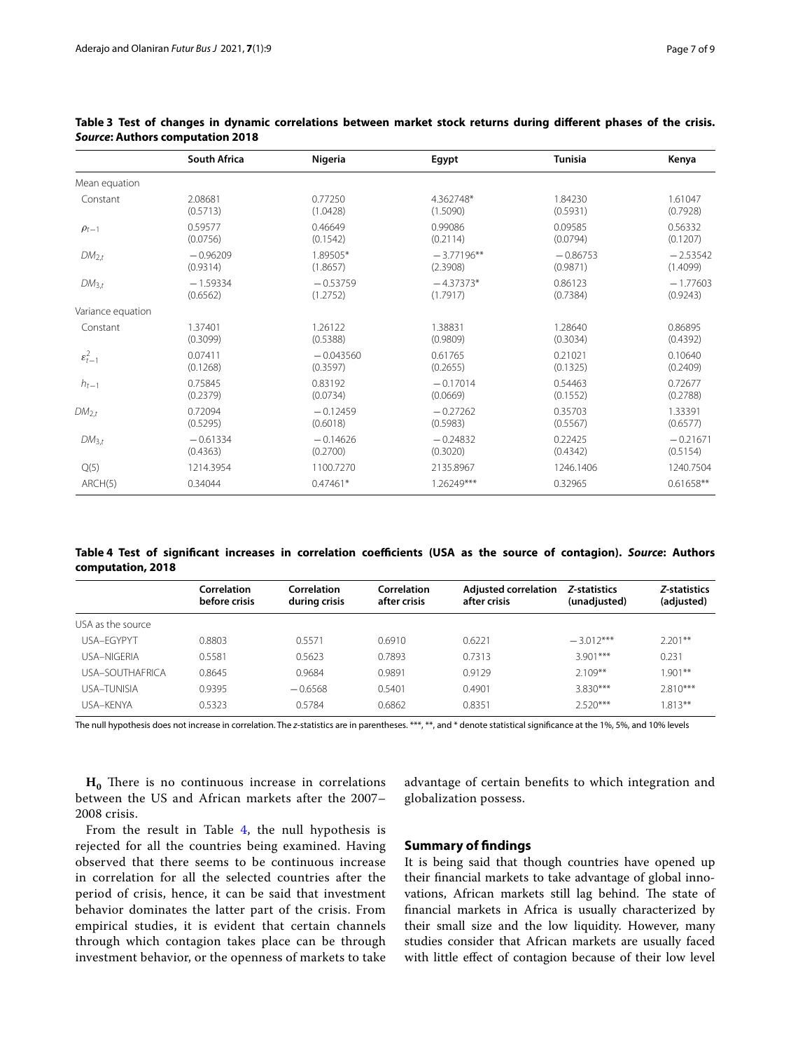**Table 3 Test of changes in dynamic correlations between market stock returns during different phases of the crisis. *Source*: Authors computation 2018**

| | South Africa | Nigeria | Egypt | Tunisia | Kenya |
|---|---|---|---|---|---|
| Mean equation | | | | | |
| Constant | 2.08681 (0.5713) | 0.77250 (1.0428) | 4.362748* (1.5090) | 1.84230 (0.5931) | 1.61047 (0.7928) |
| $\rho_{t-1}$ | 0.59577 (0.0756) | 0.46649 (0.1542) | 0.99086 (0.2114) | 0.09585 (0.0794) | 0.56332 (0.1207) |
| $DM_{2,t}$ | −0.96209 (0.9314) | 1.89505* (1.8657) | −3.77196** (2.3908) | −0.86753 (0.9871) | −2.53542 (1.4099) |
| $DM_{3,t}$ | −1.59334 (0.6562) | −0.53759 (1.2752) | −4.37373* (1.7917) | 0.86123 (0.7384) | −1.77603 (0.9243) |
| Variance equation | | | | | |
| Constant | 1.37401 (0.3099) | 1.26122 (0.5388) | 1.38831 (0.9809) | 1.28640 (0.3034) | 0.86895 (0.4392) |
| $\varepsilon^2_{t-1}$ | 0.07411 (0.1268) | −0.043560 (0.3597) | 0.61765 (0.2655) | 0.21021 (0.1325) | 0.10640 (0.2409) |
| $h_{t-1}$ | 0.75845 (0.2379) | 0.83192 (0.0734) | −0.17014 (0.0669) | 0.54463 (0.1552) | 0.72677 (0.2788) |
| $DM_{2,t}$ | 0.72094 (0.5295) | −0.12459 (0.6018) | −0.27262 (0.5983) | 0.35703 (0.5567) | 1.33391 (0.6577) |
| $DM_{3,t}$ | −0.61334 (0.4363) | −0.14626 (0.2700) | −0.24832 (0.3020) | 0.22425 (0.4342) | −0.21671 (0.5154) |
| Q(5) | 1214.3954 | 1100.7270 | 2135.8967 | 1246.1406 | 1240.7504 |
| ARCH(5) | 0.34044 | 0.47461* | 1.26249*** | 0.32965 | 0.61658** |

**Table 4 Test of significant increases in correlation coefficients (USA as the source of contagion). *Source*: Authors computation, 2018**

| | Correlation before crisis | Correlation during crisis | Correlation after crisis | Adjusted correlation after crisis | *Z*-statistics (unadjusted) | *Z*-statistics (adjusted) |
|---|---|---|---|---|---|---|
| USA as the source | | | | | | |
| USA–EGYPYT | 0.8803 | 0.5571 | 0.6910 | 0.6221 | −3.012*** | 2.201** |
| USA–NIGERIA | 0.5581 | 0.5623 | 0.7893 | 0.7313 | 3.901*** | 0.231 |
| USA–SOUTHAFRICA | 0.8645 | 0.9684 | 0.9891 | 0.9129 | 2.109** | 1.901** |
| USA–TUNISIA | 0.9395 | −0.6568 | 0.5401 | 0.4901 | 3.830*** | 2.810*** |
| USA–KENYA | 0.5323 | 0.5784 | 0.6862 | 0.8351 | 2.520*** | 1.813** |

The null hypothesis does not increase in correlation. The *z*-statistics are in parentheses. ***, **, and * denote statistical significance at the 1%, 5%, and 10% levels

**$H_0$** There is no continuous increase in correlations between the US and African markets after the 2007–2008 crisis.

From the result in Table 4, the null hypothesis is rejected for all the countries being examined. Having observed that there seems to be continuous increase in correlation for all the selected countries after the period of crisis, hence, it can be said that investment behavior dominates the latter part of the crisis. From empirical studies, it is evident that certain channels through which contagion takes place can be through investment behavior, or the openness of markets to take advantage of certain benefits to which integration and globalization possess.

## Summary of findings

It is being said that though countries have opened up their financial markets to take advantage of global innovations, African markets still lag behind. The state of financial markets in Africa is usually characterized by their small size and the low liquidity. However, many studies consider that African markets are usually faced with little effect of contagion because of their low level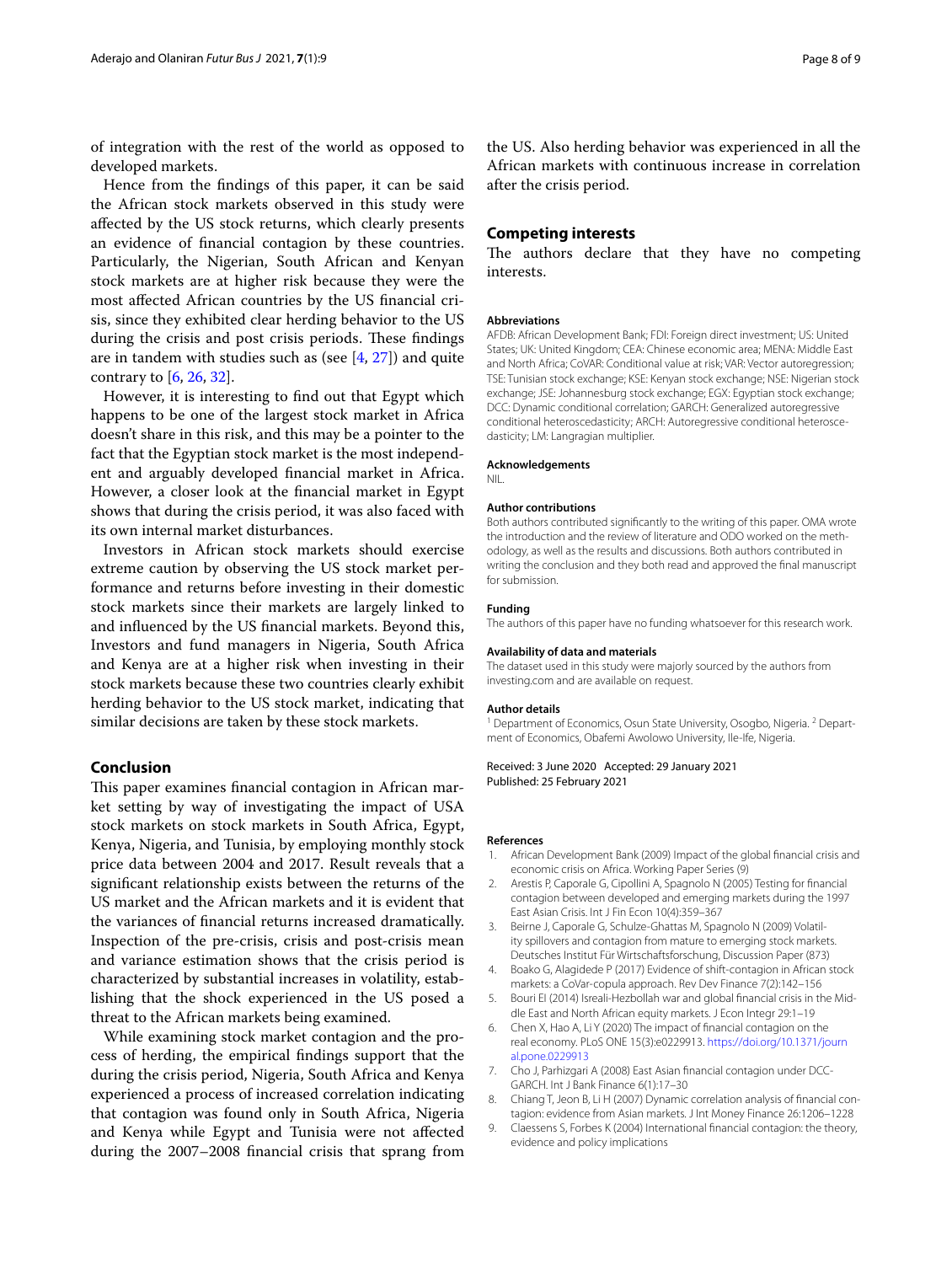of integration with the rest of the world as opposed to developed markets.

Hence from the findings of this paper, it can be said the African stock markets observed in this study were affected by the US stock returns, which clearly presents an evidence of financial contagion by these countries. Particularly, the Nigerian, South African and Kenyan stock markets are at higher risk because they were the most affected African countries by the US financial crisis, since they exhibited clear herding behavior to the US during the crisis and post crisis periods. These findings are in tandem with studies such as (see [4, 27]) and quite contrary to [6, 26, 32].

However, it is interesting to find out that Egypt which happens to be one of the largest stock market in Africa doesn't share in this risk, and this may be a pointer to the fact that the Egyptian stock market is the most independent and arguably developed financial market in Africa. However, a closer look at the financial market in Egypt shows that during the crisis period, it was also faced with its own internal market disturbances.

Investors in African stock markets should exercise extreme caution by observing the US stock market performance and returns before investing in their domestic stock markets since their markets are largely linked to and influenced by the US financial markets. Beyond this, Investors and fund managers in Nigeria, South Africa and Kenya are at a higher risk when investing in their stock markets because these two countries clearly exhibit herding behavior to the US stock market, indicating that similar decisions are taken by these stock markets.

## Conclusion

This paper examines financial contagion in African market setting by way of investigating the impact of USA stock markets on stock markets in South Africa, Egypt, Kenya, Nigeria, and Tunisia, by employing monthly stock price data between 2004 and 2017. Result reveals that a significant relationship exists between the returns of the US market and the African markets and it is evident that the variances of financial returns increased dramatically. Inspection of the pre-crisis, crisis and post-crisis mean and variance estimation shows that the crisis period is characterized by substantial increases in volatility, establishing that the shock experienced in the US posed a threat to the African markets being examined.

While examining stock market contagion and the process of herding, the empirical findings support that the during the crisis period, Nigeria, South Africa and Kenya experienced a process of increased correlation indicating that contagion was found only in South Africa, Nigeria and Kenya while Egypt and Tunisia were not affected during the 2007–2008 financial crisis that sprang from the US. Also herding behavior was experienced in all the African markets with continuous increase in correlation after the crisis period.

## Competing interests

The authors declare that they have no competing interests.

#### Abbreviations

AFDB: African Development Bank; FDI: Foreign direct investment; US: United States; UK: United Kingdom; CEA: Chinese economic area; MENA: Middle East and North Africa; CoVAR: Conditional value at risk; VAR: Vector autoregression; TSE: Tunisian stock exchange; KSE: Kenyan stock exchange; NSE: Nigerian stock exchange; JSE: Johannesburg stock exchange; EGX: Egyptian stock exchange; DCC: Dynamic conditional correlation; GARCH: Generalized autoregressive conditional heteroscedasticity; ARCH: Autoregressive conditional heteroscedasticity; LM: Langragian multiplier.

#### Acknowledgements

NIL.

#### Author contributions

Both authors contributed significantly to the writing of this paper. OMA wrote the introduction and the review of literature and ODO worked on the methodology, as well as the results and discussions. Both authors contributed in writing the conclusion and they both read and approved the final manuscript for submission.

#### Funding

The authors of this paper have no funding whatsoever for this research work.

#### Availability of data and materials

The dataset used in this study were majorly sourced by the authors from investing.com and are available on request.

#### Author details

[1] Department of Economics, Osun State University, Osogbo, Nigeria. [2] Department of Economics, Obafemi Awolowo University, Ile-Ife, Nigeria.

Received: 3 June 2020 Accepted: 29 January 2021
Published: 25 February 2021

#### References

1. African Development Bank (2009) Impact of the global financial crisis and economic crisis on Africa. Working Paper Series (9)
2. Arestis P, Caporale G, Cipollini A, Spagnolo N (2005) Testing for financial contagion between developed and emerging markets during the 1997 East Asian Crisis. Int J Fin Econ 10(4):359–367
3. Beirne J, Caporale G, Schulze-Ghattas M, Spagnolo N (2009) Volatility spillovers and contagion from mature to emerging stock markets. Deutsches Institut Für Wirtschaftsforschung, Discussion Paper (873)
4. Boako G, Alagidede P (2017) Evidence of shift-contagion in African stock markets: a CoVar-copula approach. Rev Dev Finance 7(2):142–156
5. Bouri El (2014) Isreali-Hezbollah war and global financial crisis in the Middle East and North African equity markets. J Econ Integr 29:1–19
6. Chen X, Hao A, Li Y (2020) The impact of financial contagion on the real economy. PLoS ONE 15(3):e0229913. https://doi.org/10.1371/journal.pone.0229913
7. Cho J, Parhizgari A (2008) East Asian financial contagion under DCC-GARCH. Int J Bank Finance 6(1):17–30
8. Chiang T, Jeon B, Li H (2007) Dynamic correlation analysis of financial contagion: evidence from Asian markets. J Int Money Finance 26:1206–1228
9. Claessens S, Forbes K (2004) International financial contagion: the theory, evidence and policy implications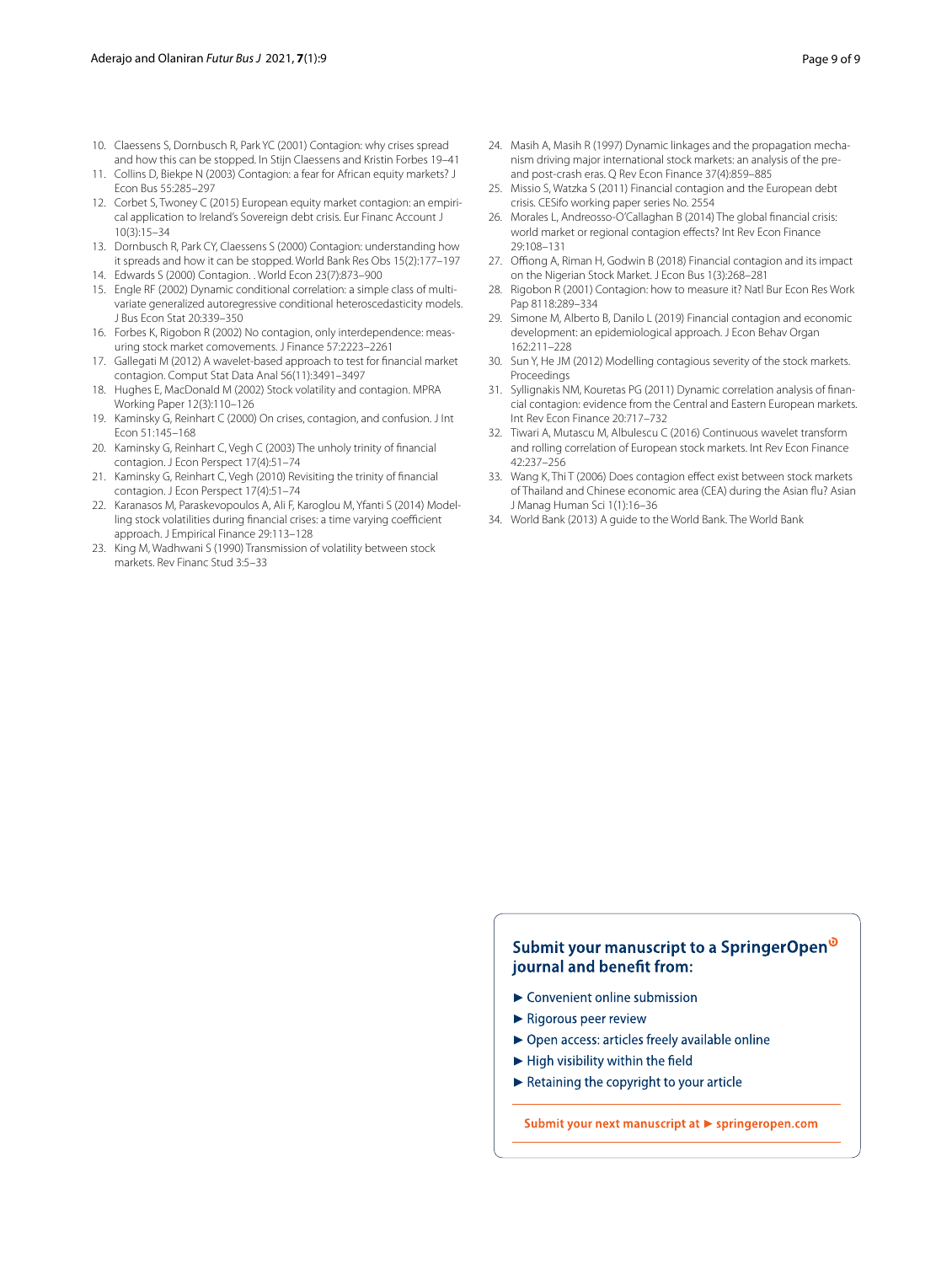10. Claessens S, Dornbusch R, Park YC (2001) Contagion: why crises spread and how this can be stopped. In Stijn Claessens and Kristin Forbes 19–41
11. Collins D, Biekpe N (2003) Contagion: a fear for African equity markets? J Econ Bus 55:285–297
12. Corbet S, Twoney C (2015) European equity market contagion: an empirical application to Ireland's Sovereign debt crisis. Eur Financ Account J 10(3):15–34
13. Dornbusch R, Park CY, Claessens S (2000) Contagion: understanding how it spreads and how it can be stopped. World Bank Res Obs 15(2):177–197
14. Edwards S (2000) Contagion. . World Econ 23(7):873–900
15. Engle RF (2002) Dynamic conditional correlation: a simple class of multivariate generalized autoregressive conditional heteroscedasticity models. J Bus Econ Stat 20:339–350
16. Forbes K, Rigobon R (2002) No contagion, only interdependence: measuring stock market comovements. J Finance 57:2223–2261
17. Gallegati M (2012) A wavelet-based approach to test for financial market contagion. Comput Stat Data Anal 56(11):3491–3497
18. Hughes E, MacDonald M (2002) Stock volatility and contagion. MPRA Working Paper 12(3):110–126
19. Kaminsky G, Reinhart C (2000) On crises, contagion, and confusion. J Int Econ 51:145–168
20. Kaminsky G, Reinhart C, Vegh C (2003) The unholy trinity of financial contagion. J Econ Perspect 17(4):51–74
21. Kaminsky G, Reinhart C, Vegh (2010) Revisiting the trinity of financial contagion. J Econ Perspect 17(4):51–74
22. Karanasos M, Paraskevopoulos A, Ali F, Karoglou M, Yfanti S (2014) Modelling stock volatilities during financial crises: a time varying coefficient approach. J Empirical Finance 29:113–128
23. King M, Wadhwani S (1990) Transmission of volatility between stock markets. Rev Financ Stud 3:5–33
24. Masih A, Masih R (1997) Dynamic linkages and the propagation mechanism driving major international stock markets: an analysis of the pre- and post-crash eras. Q Rev Econ Finance 37(4):859–885
25. Missio S, Watzka S (2011) Financial contagion and the European debt crisis. CESifo working paper series No. 2554
26. Morales L, Andreosso-O'Callaghan B (2014) The global financial crisis: world market or regional contagion effects? Int Rev Econ Finance 29:108–131
27. Offiong A, Riman H, Godwin B (2018) Financial contagion and its impact on the Nigerian Stock Market. J Econ Bus 1(3):268–281
28. Rigobon R (2001) Contagion: how to measure it? Natl Bur Econ Res Work Pap 8118:289–334
29. Simone M, Alberto B, Danilo L (2019) Financial contagion and economic development: an epidemiological approach. J Econ Behav Organ 162:211–228
30. Sun Y, He JM (2012) Modelling contagious severity of the stock markets. Proceedings
31. Syllignakis NM, Kouretas PG (2011) Dynamic correlation analysis of financial contagion: evidence from the Central and Eastern European markets. Int Rev Econ Finance 20:717–732
32. Tiwari A, Mutascu M, Albulescu C (2016) Continuous wavelet transform and rolling correlation of European stock markets. Int Rev Econ Finance 42:237–256
33. Wang K, Thi T (2006) Does contagion effect exist between stock markets of Thailand and Chinese economic area (CEA) during the Asian flu? Asian J Manag Human Sci 1(1):16–36
34. World Bank (2013) A guide to the World Bank. The World Bank

**Submit your manuscript to a SpringerOpen journal and benefit from:**

- ► Convenient online submission
- ► Rigorous peer review
- ► Open access: articles freely available online
- ► High visibility within the field
- ► Retaining the copyright to your article

**Submit your next manuscript at ► springeropen.com**